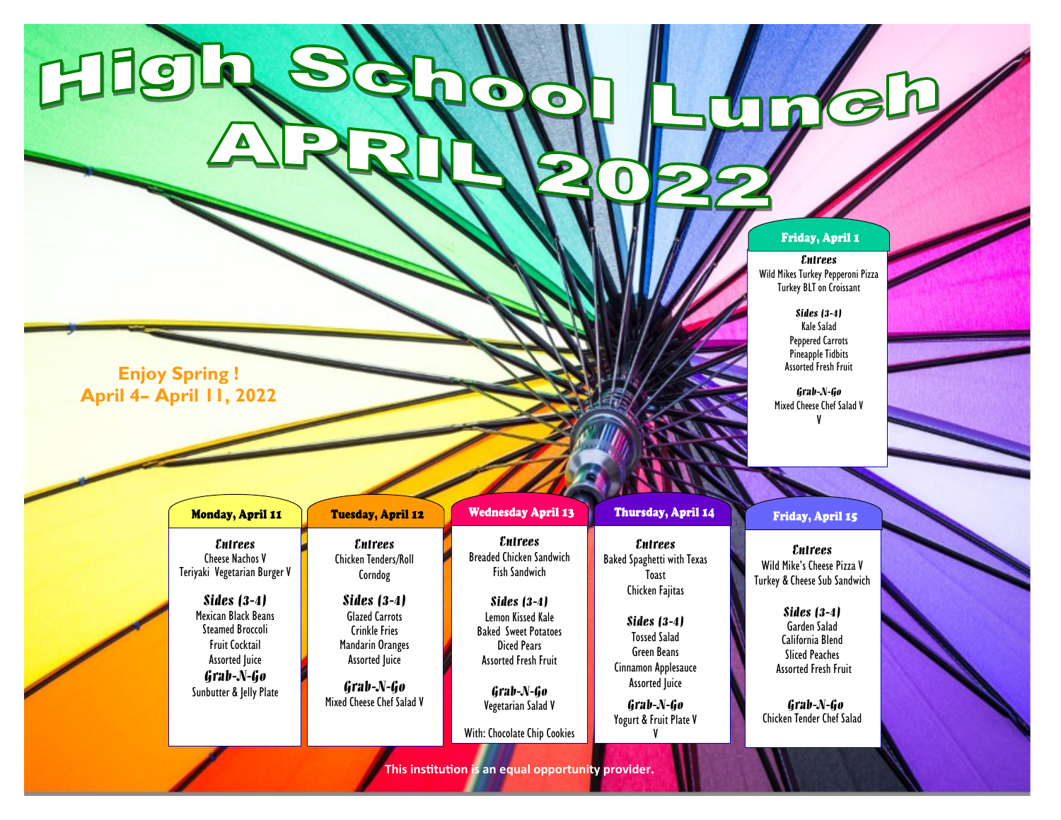# High School Lunch

# APRIL 2022

## Friday, April 1

***Entrees***
Wild Mikes Turkey Pepperoni Pizza
Turkey BLT on Croissant

***Sides (3-4)***
Kale Salad
Peppered Carrots
Pineapple Tidbits
Assorted Fresh Fruit

***Grab-N-Go***
Mixed Cheese Chef Salad V
V

**Enjoy Spring !**
**April 4– April 11, 2022**

## Monday, April 11

***Entrees***
Cheese Nachos V
Teriyaki Vegetarian Burger V

***Sides (3-4)***
Mexican Black Beans
Steamed Broccoli
Fruit Cocktail
Assorted Juice

***Grab-N-Go***
Sunbutter & Jelly Plate

## Tuesday, April 12

***Entrees***
Chicken Tenders/Roll
Corndog

***Sides (3-4)***
Glazed Carrots
Crinkle Fries
Mandarin Oranges
Assorted Juice

***Grab-N-Go***
Mixed Cheese Chef Salad V

## Wednesday April 13

***Entrees***
Breaded Chicken Sandwich
Fish Sandwich

***Sides (3-4)***
Lemon Kissed Kale
Baked Sweet Potatoes
Diced Pears
Assorted Fresh Fruit

***Grab-N-Go***
Vegetarian Salad V

With: Chocolate Chip Cookies

## Thursday, April 14

***Entrees***
Baked Spaghetti with Texas Toast
Chicken Fajitas

***Sides (3-4)***
Tossed Salad
Green Beans
Cinnamon Applesauce
Assorted Juice

***Grab-N-Go***
Yogurt & Fruit Plate V
V

## Friday, April 15

***Entrees***
Wild Mike's Cheese Pizza V
Turkey & Cheese Sub Sandwich

***Sides (3-4)***
Garden Salad
California Blend
Sliced Peaches
Assorted Fresh Fruit

***Grab-N-Go***
Chicken Tender Chef Salad

**This institution is an equal opportunity provider.**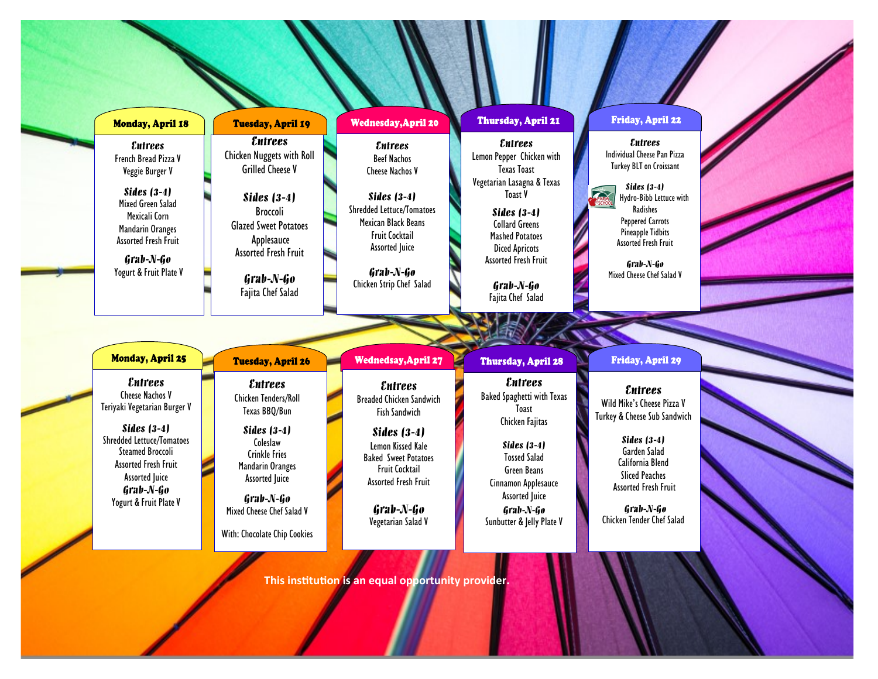## Monday, April 18

**Entrees**
French Bread Pizza V
Veggie Burger V

**Sides (3-4)**
Mixed Green Salad
Mexicali Corn
Mandarin Oranges
Assorted Fresh Fruit

**Grab-N-Go**
Yogurt & Fruit Plate V

## Tuesday, April 19

**Entrees**
Chicken Nuggets with Roll
Grilled Cheese V

**Sides (3-4)**
Broccoli
Glazed Sweet Potatoes
Applesauce
Assorted Fresh Fruit

**Grab-N-Go**
Fajita Chef Salad

## Wednesday,April 20

**Entrees**
Beef Nachos
Cheese Nachos V

**Sides (3-4)**
Shredded Lettuce/Tomatoes
Mexican Black Beans
Fruit Cocktail
Assorted Juice

**Grab-N-Go**
Chicken Strip Chef Salad

## Thursday, April 21

**Entrees**
Lemon Pepper Chicken with Texas Toast
Vegetarian Lasagna & Texas Toast V

**Sides (3-4)**
Collard Greens
Mashed Potatoes
Diced Apricots
Assorted Fresh Fruit

**Grab-N-Go**
Fajita Chef Salad

## Friday, April 22

**Entrees**
Individual Cheese Pan Pizza
Turkey BLT on Croissant

**Sides (3-4)**
Hydro-Bibb Lettuce with Radishes
Peppered Carrots
Pineapple Tidbits
Assorted Fresh Fruit

**Grab-N-Go**
Mixed Cheese Chef Salad V

## Monday, April 25

**Entrees**
Cheese Nachos V
Teriyaki Vegetarian Burger V

**Sides (3-4)**
Shredded Lettuce/Tomatoes
Steamed Broccoli
Assorted Fresh Fruit
Assorted Juice

**Grab-N-Go**
Yogurt & Fruit Plate V

## Tuesday, April 26

**Entrees**
Chicken Tenders/Roll
Texas BBQ/Bun

**Sides (3-4)**
Coleslaw
Crinkle Fries
Mandarin Oranges
Assorted Juice

**Grab-N-Go**
Mixed Cheese Chef Salad V

With: Chocolate Chip Cookies

## Wednesday,April 27

**Entrees**
Breaded Chicken Sandwich
Fish Sandwich

**Sides (3-4)**
Lemon Kissed Kale
Baked Sweet Potatoes
Fruit Cocktail
Assorted Fresh Fruit

**Grab-N-Go**
Vegetarian Salad V

## Thursday, April 28

**Entrees**
Baked Spaghetti with Texas Toast
Chicken Fajitas

**Sides (3-4)**
Tossed Salad
Green Beans
Cinnamon Applesauce
Assorted Juice

**Grab-N-Go**
Sunbutter & Jelly Plate V

## Friday, April 29

**Entrees**
Wild Mike's Cheese Pizza V
Turkey & Cheese Sub Sandwich

**Sides (3-4)**
Garden Salad
California Blend
Sliced Peaches
Assorted Fresh Fruit

**Grab-N-Go**
Chicken Tender Chef Salad

**This institution is an equal opportunity provider.**